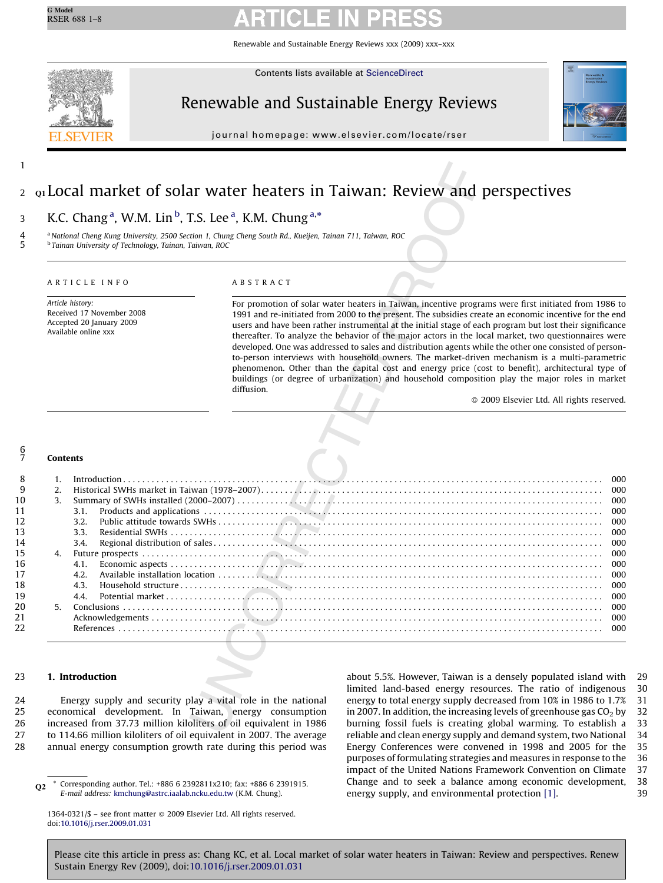# Local market of solar water heaters in Taiwan: Review and perspectives

K.C. Chang [a], W.M. Lin [b], T.S. Lee [a], K.M. Chung [a,*]

[a] National Cheng Kung University, 2500 Section 1, Chung Cheng South Rd., Kueijen, Tainan 711, Taiwan, ROC
[b] Tainan University of Technology, Tainan, Taiwan, ROC

**ARTICLE INFO**

*Article history:*
Received 17 November 2008
Accepted 20 January 2009
Available online xxx

**ABSTRACT**

For promotion of solar water heaters in Taiwan, incentive programs were first initiated from 1986 to 1991 and re-initiated from 2000 to the present. The subsidies create an economic incentive for the end users and have been rather instrumental at the initial stage of each program but lost their significance thereafter. To analyze the behavior of the major actors in the local market, two questionnaires were developed. One was addressed to sales and distribution agents while the other one consisted of person-to-person interviews with household owners. The market-driven mechanism is a multi-parametric phenomenon. Other than the capital cost and energy price (cost to benefit), architectural type of buildings (or degree of urbanization) and household composition play the major roles in market diffusion.

© 2009 Elsevier Ltd. All rights reserved.

**Contents**

1. Introduction . . . 000
2. Historical SWHs market in Taiwan (1978–2007) . . . 000
3. Summary of SWHs installed (2000–2007) . . . 000
   - 3.1. Products and applications . . . 000
   - 3.2. Public attitude towards SWHs . . . 000
   - 3.3. Residential SWHs . . . 000
   - 3.4. Regional distribution of sales . . . 000
4. Future prospects . . . 000
   - 4.1. Economic aspects . . . 000
   - 4.2. Available installation location . . . 000
   - 4.3. Household structure . . . 000
   - 4.4. Potential market . . . 000
5. Conclusions . . . 000

Acknowledgements . . . 000
References . . . 000

## 1. Introduction

Energy supply and security play a vital role in the national economical development. In Taiwan, energy consumption increased from 37.73 million kiloliters of oil equivalent in 1986 to 114.66 million kiloliters of oil equivalent in 2007. The average annual energy consumption growth rate during this period was about 5.5%. However, Taiwan is a densely populated island with limited land-based energy resources. The ratio of indigenous energy to total energy supply decreased from 10% in 1986 to 1.7% in 2007. In addition, the increasing levels of greenhouse gas $CO_2$ by burning fossil fuels is creating global warming. To establish a reliable and clean energy supply and demand system, two National Energy Conferences were convened in 1998 and 2005 for the purposes of formulating strategies and measures in response to the impact of the United Nations Framework Convention on Climate Change and to seek a balance among economic development, energy supply, and environmental protection [1].

* Corresponding author. Tel.: +886 6 2392811x210; fax: +886 6 2391915.
E-mail address: kmchung@astrc.iaalab.ncku.edu.tw (K.M. Chung).

1364-0321/$ – see front matter © 2009 Elsevier Ltd. All rights reserved.
doi:10.1016/j.rser.2009.01.031

Please cite this article in press as: Chang KC, et al. Local market of solar water heaters in Taiwan: Review and perspectives. Renew Sustain Energy Rev (2009), doi:10.1016/j.rser.2009.01.031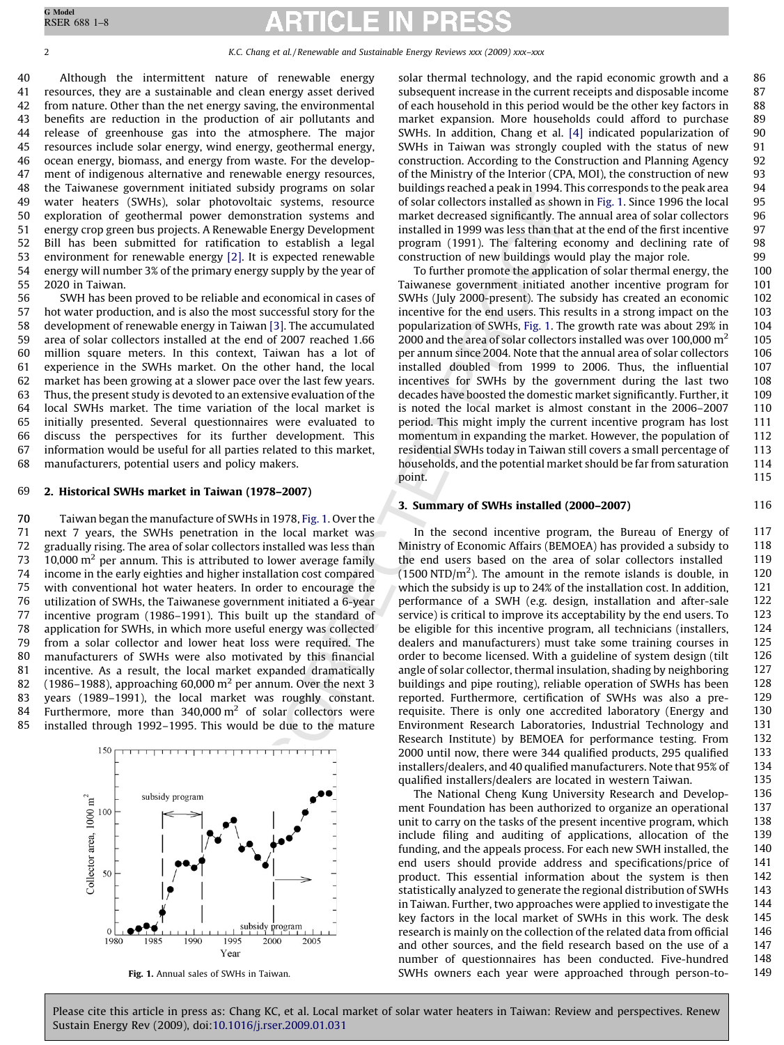Although the intermittent nature of renewable energy resources, they are a sustainable and clean energy asset derived from nature. Other than the net energy saving, the environmental benefits are reduction in the production of air pollutants and release of greenhouse gas into the atmosphere. The major resources include solar energy, wind energy, geothermal energy, ocean energy, biomass, and energy from waste. For the development of indigenous alternative and renewable energy resources, the Taiwanese government initiated subsidy programs on solar water heaters (SWHs), solar photovoltaic systems, resource exploration of geothermal power demonstration systems and energy crop green bus projects. A Renewable Energy Development Bill has been submitted for ratification to establish a legal environment for renewable energy [2]. It is expected renewable energy will number 3% of the primary energy supply by the year of 2020 in Taiwan.

SWH has been proved to be reliable and economical in cases of hot water production, and is also the most successful story for the development of renewable energy in Taiwan [3]. The accumulated area of solar collectors installed at the end of 2007 reached 1.66 million square meters. In this context, Taiwan has a lot of experience in the SWHs market. On the other hand, the local market has been growing at a slower pace over the last few years. Thus, the present study is devoted to an extensive evaluation of the local SWHs market. The time variation of the local market is initially presented. Several questionnaires were evaluated to discuss the perspectives for its further development. This information would be useful for all parties related to this market, manufacturers, potential users and policy makers.

## 2. Historical SWHs market in Taiwan (1978–2007)

Taiwan began the manufacture of SWHs in 1978, Fig. 1. Over the next 7 years, the SWHs penetration in the local market was gradually rising. The area of solar collectors installed was less than 10,000 m$^2$ per annum. This is attributed to lower average family income in the early eighties and higher installation cost compared with conventional hot water heaters. In order to encourage the utilization of SWHs, the Taiwanese government initiated a 6-year incentive program (1986–1991). This built up the standard of application for SWHs, in which more useful energy was collected from a solar collector and lower heat loss were required. The manufacturers of SWHs were also motivated by this financial incentive. As a result, the local market expanded dramatically (1986–1988), approaching 60,000 m$^2$ per annum. Over the next 3 years (1989–1991), the local market was roughly constant. Furthermore, more than 340,000 m$^2$ of solar collectors were installed through 1992–1995. This would be due to the mature solar thermal technology, and the rapid economic growth and a subsequent increase in the current receipts and disposable income of each household in this period would be the other key factors in market expansion. More households could afford to purchase SWHs. In addition, Chang et al. [4] indicated popularization of SWHs in Taiwan was strongly coupled with the status of new construction. According to the Construction and Planning Agency of the Ministry of the Interior (CPA, MOI), the construction of new buildings reached a peak in 1994. This corresponds to the peak area of solar collectors installed as shown in Fig. 1. Since 1996 the local market decreased significantly. The annual area of solar collectors installed in 1999 was less than that at the end of the first incentive program (1991). The faltering economy and declining rate of construction of new buildings would play the major role.

Fig. 1. Annual sales of SWHs in Taiwan.

To further promote the application of solar thermal energy, the Taiwanese government initiated another incentive program for SWHs (July 2000-present). The subsidy has created an economic incentive for the end users. This results in a strong impact on the popularization of SWHs, Fig. 1. The growth rate was about 29% in 2000 and the area of solar collectors installed was over 100,000 m$^2$ per annum since 2004. Note that the annual area of solar collectors installed doubled from 1999 to 2006. Thus, the influential incentives for SWHs by the government during the last two decades have boosted the domestic market significantly. Further, it is noted the local market is almost constant in the 2006–2007 period. This might imply the current incentive program has lost momentum in expanding the market. However, the population of residential SWHs today in Taiwan still covers a small percentage of households, and the potential market should be far from saturation point.

## 3. Summary of SWHs installed (2000–2007)

In the second incentive program, the Bureau of Energy of Ministry of Economic Affairs (BEMOEA) has provided a subsidy to the end users based on the area of solar collectors installed (1500 NTD/m$^2$). The amount in the remote islands is double, in which the subsidy is up to 24% of the installation cost. In addition, performance of a SWH (e.g. design, installation and after-sale service) is critical to improve its acceptability by the end users. To be eligible for this incentive program, all technicians (installers, dealers and manufacturers) must take some training courses in order to become licensed. With a guideline of system design (tilt angle of solar collector, thermal insulation, shading by neighboring buildings and pipe routing), reliable operation of SWHs has been reported. Furthermore, certification of SWHs was also a prerequisite. There is only one accredited laboratory (Energy and Environment Research Laboratories, Industrial Technology and Research Institute) by BEMOEA for performance testing. From 2000 until now, there were 344 qualified products, 295 qualified installers/dealers, and 40 qualified manufacturers. Note that 95% of qualified installers/dealers are located in western Taiwan.

The National Cheng Kung University Research and Development Foundation has been authorized to organize an operational unit to carry on the tasks of the present incentive program, which include filing and auditing of applications, allocation of the funding, and the appeals process. For each new SWH installed, the end users should provide address and specifications/price of product. This essential information about the system is then statistically analyzed to generate the regional distribution of SWHs in Taiwan. Further, two approaches were applied to investigate the key factors in the local market of SWHs in this work. The desk research is mainly on the collection of the related data from official and other sources, and the field research based on the use of a number of questionnaires has been conducted. Five-hundred SWHs owners each year were approached through person-to-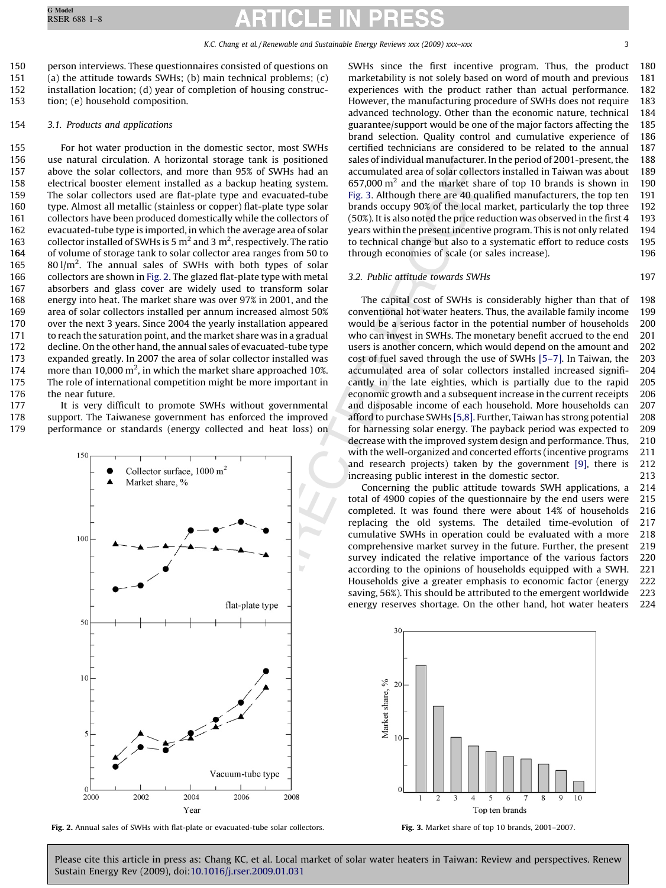person interviews. These questionnaires consisted of questions on (a) the attitude towards SWHs; (b) main technical problems; (c) installation location; (d) year of completion of housing construction; (e) household composition.

### 3.1. Products and applications

For hot water production in the domestic sector, most SWHs use natural circulation. A horizontal storage tank is positioned above the solar collectors, and more than 95% of SWHs had an electrical booster element installed as a backup heating system. The solar collectors used are flat-plate type and evacuated-tube type. Almost all metallic (stainless or copper) flat-plate type solar collectors have been produced domestically while the collectors of evacuated-tube type is imported, in which the average area of solar collector installed of SWHs is 5 $m^2$ and 3 $m^2$, respectively. The ratio of volume of storage tank to solar collector area ranges from 50 to 80 $l/m^2$. The annual sales of SWHs with both types of solar collectors are shown in Fig. 2. The glazed flat-plate type with metal absorbers and glass cover are widely used to transform solar energy into heat. The market share was over 97% in 2001, and the area of solar collectors installed per annum increased almost 50% over the next 3 years. Since 2004 the yearly installation appeared to reach the saturation point, and the market share was in a gradual decline. On the other hand, the annual sales of evacuated-tube type expanded greatly. In 2007 the area of solar collector installed was more than 10,000 $m^2$, in which the market share approached 10%. The role of international competition might be more important in the near future.

It is very difficult to promote SWHs without governmental support. The Taiwanese government has enforced the improved performance or standards (energy collected and heat loss) on SWHs since the first incentive program. Thus, the product marketability is not solely based on word of mouth and previous experiences with the product rather than actual performance. However, the manufacturing procedure of SWHs does not require advanced technology. Other than the economic nature, technical guarantee/support would be one of the major factors affecting the brand selection. Quality control and cumulative experience of certified technicians are considered to be related to the annual sales of individual manufacturer. In the period of 2001-present, the accumulated area of solar collectors installed in Taiwan was about 657,000 $m^2$ and the market share of top 10 brands is shown in Fig. 3. Although there are 40 qualified manufacturers, the top ten brands occupy 90% of the local market, particularly the top three (50%). It is also noted the price reduction was observed in the first 4 years within the present incentive program. This is not only related to technical change but also to a systematic effort to reduce costs through economies of scale (or sales increase).

### 3.2. Public attitude towards SWHs

The capital cost of SWHs is considerably higher than that of conventional hot water heaters. Thus, the available family income would be a serious factor in the potential number of households who can invest in SWHs. The monetary benefit accrued to the end users is another concern, which would depend on the amount and cost of fuel saved through the use of SWHs [5–7]. In Taiwan, the accumulated area of solar collectors installed increased significantly in the late eighties, which is partially due to the rapid economic growth and a subsequent increase in the current receipts and disposable income of each household. More households can afford to purchase SWHs [5,8]. Further, Taiwan has strong potential for harnessing solar energy. The payback period was expected to decrease with the improved system design and performance. Thus, with the well-organized and concerted efforts (incentive programs and research projects) taken by the government [9], there is increasing public interest in the domestic sector.

Concerning the public attitude towards SWH applications, a total of 4900 copies of the questionnaire by the end users were completed. It was found there were about 14% of households replacing the old systems. The detailed time-evolution of cumulative SWHs in operation could be evaluated with a more comprehensive market survey in the future. Further, the present survey indicated the relative importance of the various factors according to the opinions of households equipped with a SWH. Households give a greater emphasis to economic factor (energy saving, 56%). This should be attributed to the emergent worldwide energy reserves shortage. On the other hand, hot water heaters

Fig. 2. Annual sales of SWHs with flat-plate or evacuated-tube solar collectors.

Fig. 3. Market share of top 10 brands, 2001–2007.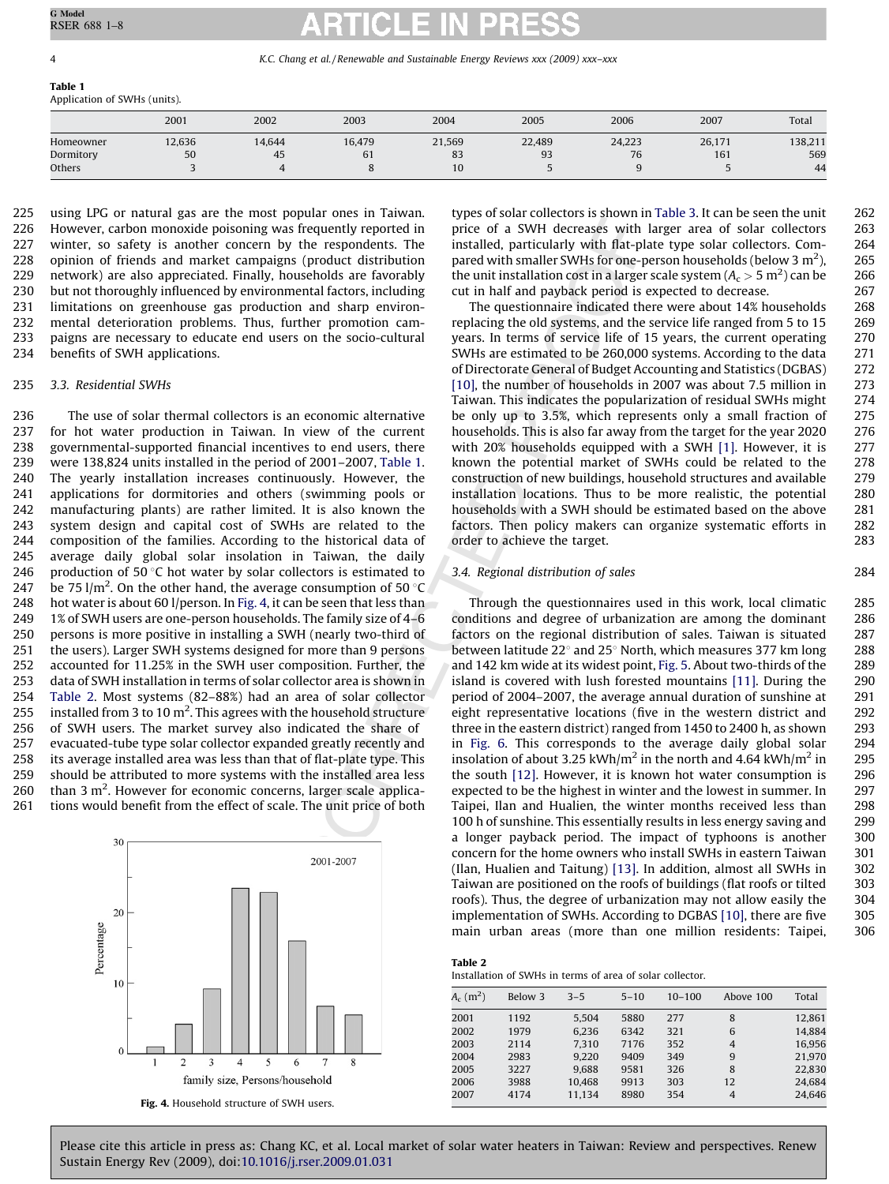**Table 1**
Application of SWHs (units).

| | 2001 | 2002 | 2003 | 2004 | 2005 | 2006 | 2007 | Total |
|---|---|---|---|---|---|---|---|---|
| Homeowner | 12,636 | 14,644 | 16,479 | 21,569 | 22,489 | 24,223 | 26,171 | 138,211 |
| Dormitory | 50 | 45 | 61 | 83 | 93 | 76 | 161 | 569 |
| Others | 3 | 4 | 8 | 10 | 5 | 9 | 5 | 44 |

using LPG or natural gas are the most popular ones in Taiwan. However, carbon monoxide poisoning was frequently reported in winter, so safety is another concern by the respondents. The opinion of friends and market campaigns (product distribution network) are also appreciated. Finally, households are favorably but not thoroughly influenced by environmental factors, including limitations on greenhouse gas production and sharp environmental deterioration problems. Thus, further promotion campaigns are necessary to educate end users on the socio-cultural benefits of SWH applications.

### 3.3. Residential SWHs

The use of solar thermal collectors is an economic alternative for hot water production in Taiwan. In view of the current governmental-supported financial incentives to end users, there were 138,824 units installed in the period of 2001–2007, Table 1. The yearly installation increases continuously. However, the applications for dormitories and others (swimming pools or manufacturing plants) are rather limited. It is also known the system design and capital cost of SWHs are related to the composition of the families. According to the historical data of average daily global solar insolation in Taiwan, the daily production of 50 °C hot water by solar collectors is estimated to be 75 l/m$^2$. On the other hand, the average consumption of 50 °C hot water is about 60 l/person. In Fig. 4, it can be seen that less than 1% of SWH users are one-person households. The family size of 4–6 persons is more positive in installing a SWH (nearly two-third of the users). Larger SWH systems designed for more than 9 persons accounted for 11.25% in the SWH user composition. Further, the data of SWH installation in terms of solar collector area is shown in Table 2. Most systems (82–88%) had an area of solar collector installed from 3 to 10 m$^2$. This agrees with the household structure of SWH users. The market survey also indicated the share of evacuated-tube type solar collector expanded greatly recently and its average installed area was less than that of flat-plate type. This should be attributed to more systems with the installed area less than 3 m$^2$. However for economic concerns, larger scale applications would benefit from the effect of scale. The unit price of both types of solar collectors is shown in Table 3. It can be seen the unit price of a SWH decreases with larger area of solar collectors installed, particularly with flat-plate type solar collectors. Compared with smaller SWHs for one-person households (below 3 m$^2$), the unit installation cost in a larger scale system ($A_c > 5$ m$^2$) can be cut in half and payback period is expected to decrease.

Fig. 4. Household structure of SWH users.

The questionnaire indicated there were about 14% households replacing the old systems, and the service life ranged from 5 to 15 years. In terms of service life of 15 years, the current operating SWHs are estimated to be 260,000 systems. According to the data of Directorate General of Budget Accounting and Statistics (DGBAS) [10], the number of households in 2007 was about 7.5 million in Taiwan. This indicates the popularization of residual SWHs might be only up to 3.5%, which represents only a small fraction of households. This is also far away from the target for the year 2020 with 20% households equipped with a SWH [1]. However, it is known the potential market of SWHs could be related to the construction of new buildings, household structures and available installation locations. Thus to be more realistic, the potential households with a SWH should be estimated based on the above factors. Then policy makers can organize systematic efforts in order to achieve the target.

### 3.4. Regional distribution of sales

Through the questionnaires used in this work, local climatic conditions and degree of urbanization are among the dominant factors on the regional distribution of sales. Taiwan is situated between latitude 22° and 25° North, which measures 377 km long and 142 km wide at its widest point, Fig. 5. About two-thirds of the island is covered with lush forested mountains [11]. During the period of 2004–2007, the average annual duration of sunshine at eight representative locations (five in the western district and three in the eastern district) ranged from 1450 to 2400 h, as shown in Fig. 6. This corresponds to the average daily global solar insolation of about 3.25 kWh/m$^2$ in the north and 4.64 kWh/m$^2$ in the south [12]. However, it is known hot water consumption is expected to be the highest in winter and the lowest in summer. In Taipei, Ilan and Hualien, the winter months received less than 100 h of sunshine. This essentially results in less energy saving and a longer payback period. The impact of typhoons is another concern for the home owners who install SWHs in eastern Taiwan (Ilan, Hualien and Taitung) [13]. In addition, almost all SWHs in Taiwan are positioned on the roofs of buildings (flat roofs or tilted roofs). Thus, the degree of urbanization may not allow easily the implementation of SWHs. According to DGBAS [10], there are five main urban areas (more than one million residents: Taipei,

**Table 2**
Installation of SWHs in terms of area of solar collector.

| $A_c$ (m$^2$) | Below 3 | 3–5 | 5–10 | 10–100 | Above 100 | Total |
|---|---|---|---|---|---|---|
| 2001 | 1192 | 5,504 | 5880 | 277 | 8 | 12,861 |
| 2002 | 1979 | 6,236 | 6342 | 321 | 6 | 14,884 |
| 2003 | 2114 | 7,310 | 7176 | 352 | 4 | 16,956 |
| 2004 | 2983 | 9,220 | 9409 | 349 | 9 | 21,970 |
| 2005 | 3227 | 9,688 | 9581 | 326 | 8 | 22,830 |
| 2006 | 3988 | 10,468 | 9913 | 303 | 12 | 24,684 |
| 2007 | 4174 | 11,134 | 8980 | 354 | 4 | 24,646 |

Please cite this article in press as: Chang KC, et al. Local market of solar water heaters in Taiwan: Review and perspectives. Renew Sustain Energy Rev (2009), doi:10.1016/j.rser.2009.01.031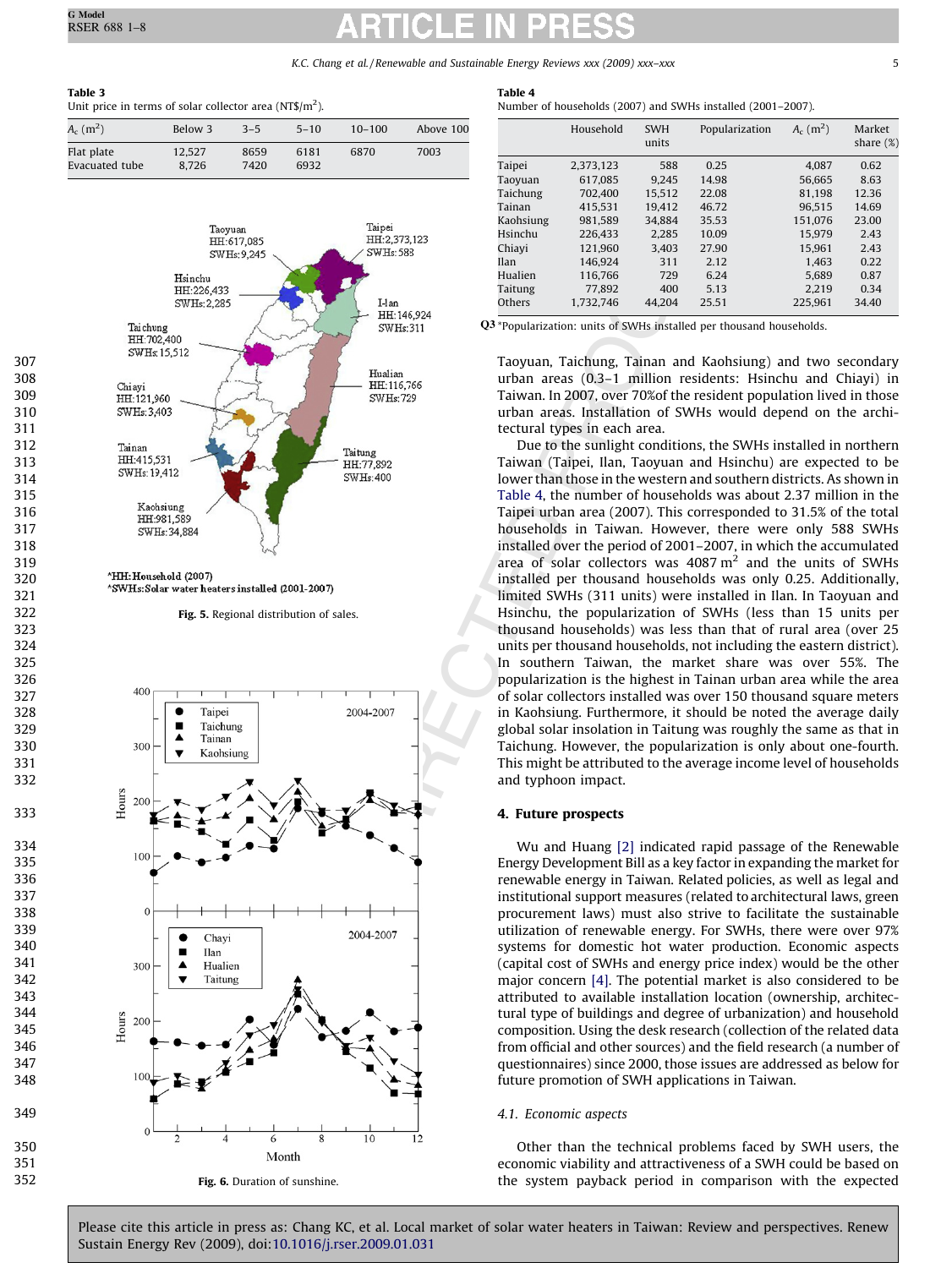**Table 3**
Unit price in terms of solar collector area (NT$/m$^2$).

| $A_c$ (m$^2$) | Below 3 | 3–5 | 5–10 | 10–100 | Above 100 |
|---|---|---|---|---|---|
| Flat plate | 12,527 | 8659 | 6181 | 6870 | 7003 |
| Evacuated tube | 8,726 | 7420 | 6932 | | |

*HH: Household (2007)
*SWHs: Solar water heaters installed (2001–2007)

**Fig. 5.** Regional distribution of sales.

**Fig. 6.** Duration of sunshine.

**Table 4**
Number of households (2007) and SWHs installed (2001–2007).

| | Household | SWH units | Popularization | $A_c$ (m$^2$) | Market share (%) |
|---|---|---|---|---|---|
| Taipei | 2,373,123 | 588 | 0.25 | 4,087 | 0.62 |
| Taoyuan | 617,085 | 9,245 | 14.98 | 56,665 | 8.63 |
| Taichung | 702,400 | 15,512 | 22.08 | 81,198 | 12.36 |
| Tainan | 415,531 | 19,412 | 46.72 | 96,515 | 14.69 |
| Kaohsiung | 981,589 | 34,884 | 35.53 | 151,076 | 23.00 |
| Hsinchu | 226,433 | 2,285 | 10.09 | 15,979 | 2.43 |
| Chiayi | 121,960 | 3,403 | 27.90 | 15,961 | 2.43 |
| Ilan | 146,924 | 311 | 2.12 | 1,463 | 0.22 |
| Hualien | 116,766 | 729 | 6.24 | 5,689 | 0.87 |
| Taitung | 77,892 | 400 | 5.13 | 2,219 | 0.34 |
| Others | 1,732,746 | 44,204 | 25.51 | 225,961 | 34.40 |

*Popularization: units of SWHs installed per thousand households.

Taoyuan, Taichung, Tainan and Kaohsiung) and two secondary urban areas (0.3–1 million residents: Hsinchu and Chiayi) in Taiwan. In 2007, over 70%of the resident population lived in those urban areas. Installation of SWHs would depend on the architectural types in each area.

Due to the sunlight conditions, the SWHs installed in northern Taiwan (Taipei, Ilan, Taoyuan and Hsinchu) are expected to be lower than those in the western and southern districts. As shown in Table 4, the number of households was about 2.37 million in the Taipei urban area (2007). This corresponded to 31.5% of the total households in Taiwan. However, there were only 588 SWHs installed over the period of 2001–2007, in which the accumulated area of solar collectors was 4087 m$^2$ and the units of SWHs installed per thousand households was only 0.25. Additionally, limited SWHs (311 units) were installed in Ilan. In Taoyuan and Hsinchu, the popularization of SWHs (less than 15 units per thousand households) was less than that of rural area (over 25 units per thousand households, not including the eastern district). In southern Taiwan, the market share was over 55%. The popularization is the highest in Tainan urban area while the area of solar collectors installed was over 150 thousand square meters in Kaohsiung. Furthermore, it should be noted the average daily global solar insolation in Taitung was roughly the same as that in Taichung. However, the popularization is only about one-fourth. This might be attributed to the average income level of households and typhoon impact.

## 4. Future prospects

Wu and Huang [2] indicated rapid passage of the Renewable Energy Development Bill as a key factor in expanding the market for renewable energy in Taiwan. Related policies, as well as legal and institutional support measures (related to architectural laws, green procurement laws) must also strive to facilitate the sustainable utilization of renewable energy. For SWHs, there were over 97% systems for domestic hot water production. Economic aspects (capital cost of SWHs and energy price index) would be the other major concern [4]. The potential market is also considered to be attributed to available installation location (ownership, architectural type of buildings and degree of urbanization) and household composition. Using the desk research (collection of the related data from official and other sources) and the field research (a number of questionnaires) since 2000, those issues are addressed as below for future promotion of SWH applications in Taiwan.

### 4.1. Economic aspects

Other than the technical problems faced by SWH users, the economic viability and attractiveness of a SWH could be based on the system payback period in comparison with the expected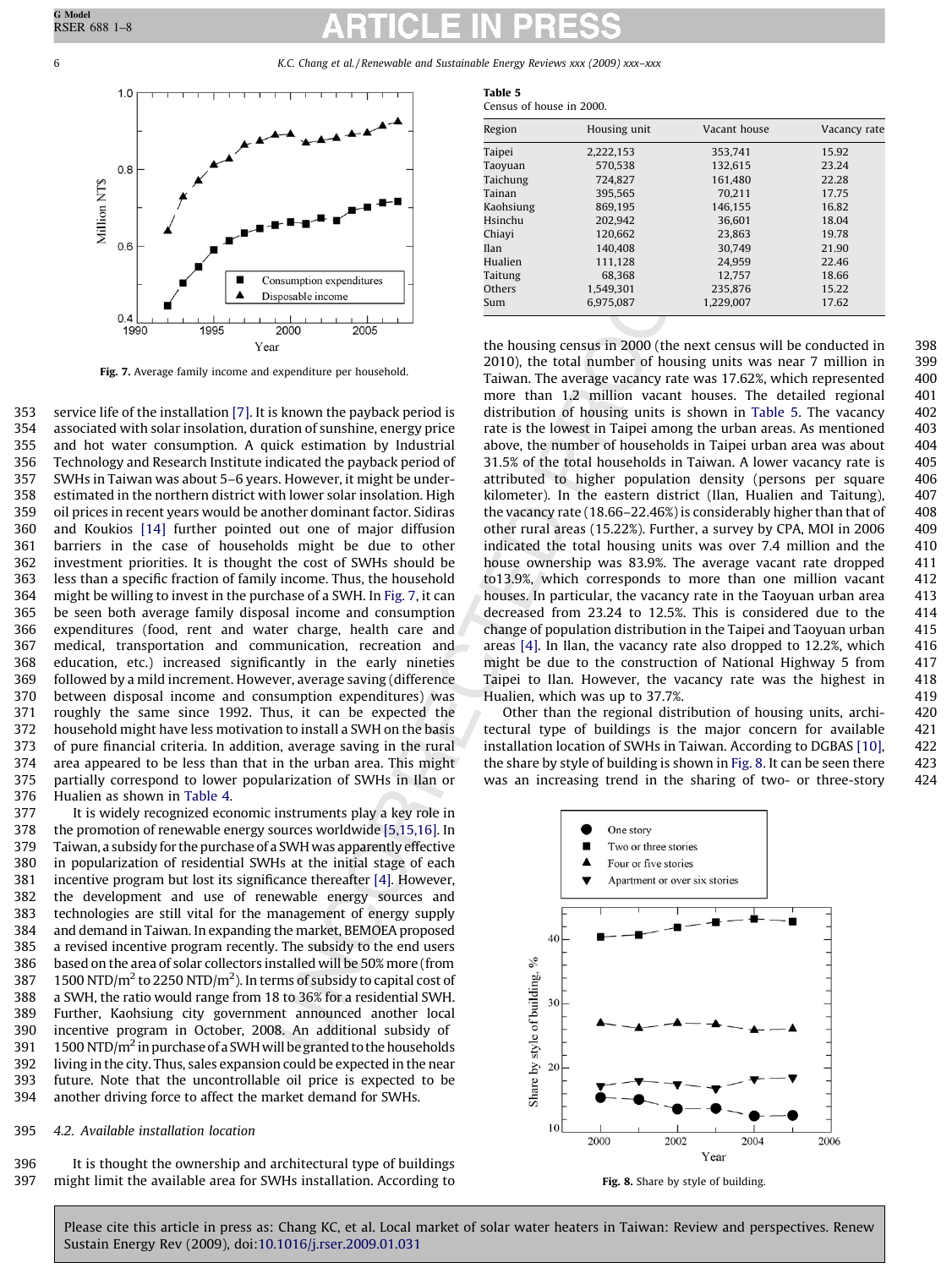Fig. 7. Average family income and expenditure per household.

service life of the installation [7]. It is known the payback period is associated with solar insolation, duration of sunshine, energy price and hot water consumption. A quick estimation by Industrial Technology and Research Institute indicated the payback period of SWHs in Taiwan was about 5–6 years. However, it might be under-estimated in the northern district with lower solar insolation. High oil prices in recent years would be another dominant factor. Sidiras and Koukios [14] further pointed out one of major diffusion barriers in the case of households might be due to other investment priorities. It is thought the cost of SWHs should be less than a specific fraction of family income. Thus, the household might be willing to invest in the purchase of a SWH. In Fig. 7, it can be seen both average family disposal income and consumption expenditures (food, rent and water charge, health care and medical, transportation and communication, recreation and education, etc.) increased significantly in the early nineties followed by a mild increment. However, average saving (difference between disposal income and consumption expenditures) was roughly the same since 1992. Thus, it can be expected the household might have less motivation to install a SWH on the basis of pure financial criteria. In addition, average saving in the rural area appeared to be less than that in the urban area. This might partially correspond to lower popularization of SWHs in Ilan or Hualien as shown in Table 4.

It is widely recognized economic instruments play a key role in the promotion of renewable energy sources worldwide [5,15,16]. In Taiwan, a subsidy for the purchase of a SWH was apparently effective in popularization of residential SWHs at the initial stage of each incentive program but lost its significance thereafter [4]. However, the development and use of renewable energy sources and technologies are still vital for the management of energy supply and demand in Taiwan. In expanding the market, BEMOEA proposed a revised incentive program recently. The subsidy to the end users based on the area of solar collectors installed will be 50% more (from 1500 NTD/m$^2$ to 2250 NTD/m$^2$). In terms of subsidy to capital cost of a SWH, the ratio would range from 18 to 36% for a residential SWH. Further, Kaohsiung city government announced another local incentive program in October, 2008. An additional subsidy of 1500 NTD/m$^2$ in purchase of a SWH will be granted to the households living in the city. Thus, sales expansion could be expected in the near future. Note that the uncontrollable oil price is expected to be another driving force to affect the market demand for SWHs.

### 4.2. Available installation location

It is thought the ownership and architectural type of buildings might limit the available area for SWHs installation. According to the housing census in 2000 (the next census will be conducted in 2010), the total number of housing units was near 7 million in Taiwan. The average vacancy rate was 17.62%, which represented more than 1.2 million vacant houses. The detailed regional distribution of housing units is shown in Table 5. The vacancy rate is the lowest in Taipei among the urban areas. As mentioned above, the number of households in Taipei urban area was about 31.5% of the total households in Taiwan. A lower vacancy rate is attributed to higher population density (persons per square kilometer). In the eastern district (Ilan, Hualien and Taitung), the vacancy rate (18.66–22.46%) is considerably higher than that of other rural areas (15.22%). Further, a survey by CPA, MOI in 2006 indicated the total housing units was over 7.4 million and the house ownership was 83.9%. The average vacant rate dropped to13.9%, which corresponds to more than one million vacant houses. In particular, the vacancy rate in the Taoyuan urban area decreased from 23.24 to 12.5%. This is considered due to the change of population distribution in the Taipei and Taoyuan urban areas [4]. In Ilan, the vacancy rate also dropped to 12.2%, which might be due to the construction of National Highway 5 from Taipei to Ilan. However, the vacancy rate was the highest in Hualien, which was up to 37.7%.

Other than the regional distribution of housing units, architectural type of buildings is the major concern for available installation location of SWHs in Taiwan. According to DGBAS [10], the share by style of building is shown in Fig. 8. It can be seen there was an increasing trend in the sharing of two- or three-story

**Table 5**
Census of house in 2000.

| Region | Housing unit | Vacant house | Vacancy rate |
|---|---|---|---|
| Taipei | 2,222,153 | 353,741 | 15.92 |
| Taoyuan | 570,538 | 132,615 | 23.24 |
| Taichung | 724,827 | 161,480 | 22.28 |
| Tainan | 395,565 | 70,211 | 17.75 |
| Kaohsiung | 869,195 | 146,155 | 16.82 |
| Hsinchu | 202,942 | 36,601 | 18.04 |
| Chiayi | 120,662 | 23,863 | 19.78 |
| Ilan | 140,408 | 30,749 | 21.90 |
| Hualien | 111,128 | 24,959 | 22.46 |
| Taitung | 68,368 | 12,757 | 18.66 |
| Others | 1,549,301 | 235,876 | 15.22 |
| Sum | 6,975,087 | 1,229,007 | 17.62 |

Fig. 8. Share by style of building.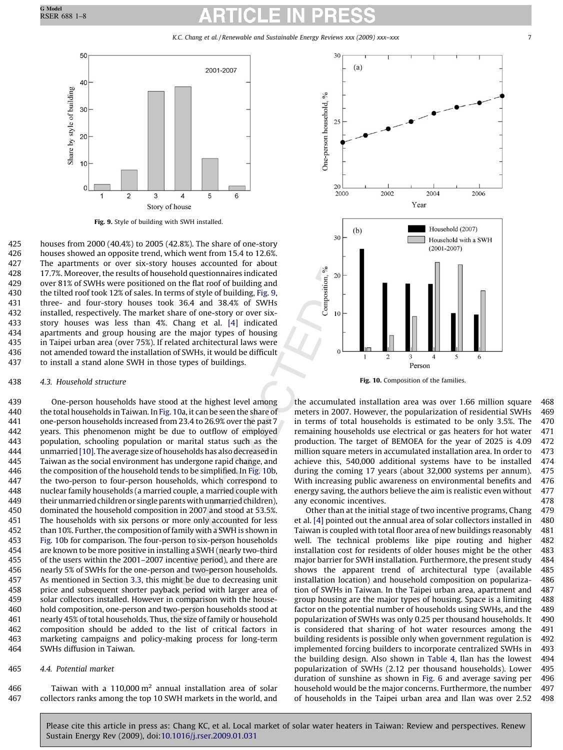houses from 2000 (40.4%) to 2005 (42.8%). The share of one-story houses showed an opposite trend, which went from 15.4 to 12.6%. The apartments or over six-story houses accounted for about 17.7%. Moreover, the results of household questionnaires indicated over 81% of SWHs were positioned on the flat roof of building and the tilted roof took 12% of sales. In terms of style of building, Fig. 9, three- and four-story houses took 36.4 and 38.4% of SWHs installed, respectively. The market share of one-story or over six-story houses was less than 4%. Chang et al. [4] indicated apartments and group housing are the major types of housing in Taipei urban area (over 75%). If related architectural laws were not amended toward the installation of SWHs, it would be difficult to install a stand alone SWH in those types of buildings.

Fig. 9. Style of building with SWH installed.

### 4.3. Household structure

One-person households have stood at the highest level among the total households in Taiwan. In Fig. 10a, it can be seen the share of one-person households increased from 23.4 to 26.9% over the past 7 years. This phenomenon might be due to outflow of employed population, schooling population or marital status such as the unmarried [10]. The average size of households has also decreased in Taiwan as the social environment has undergone rapid change, and the composition of the household tends to be simplified. In Fig. 10b, the two-person to four-person households, which correspond to nuclear family households (a married couple, a married couple with their unmarried children or single parents with unmarried children), dominated the household composition in 2007 and stood at 53.5%. The households with six persons or more only accounted for less than 10%. Further, the composition of family with a SWH is shown in Fig. 10b for comparison. The four-person to six-person households are known to be more positive in installing a SWH (nearly two-third of the users within the 2001–2007 incentive period), and there are nearly 5% of SWHs for the one-person and two-person households. As mentioned in Section 3.3, this might be due to decreasing unit price and subsequent shorter payback period with larger area of solar collectors installed. However in comparison with the household composition, one-person and two-person households stood at nearly 45% of total households. Thus, the size of family or household composition should be added to the list of critical factors in marketing campaigns and policy-making process for long-term SWHs diffusion in Taiwan.

Fig. 10. Composition of the families.

### 4.4. Potential market

Taiwan with a 110,000 m$^2$ annual installation area of solar collectors ranks among the top 10 SWH markets in the world, and the accumulated installation area was over 1.66 million square meters in 2007. However, the popularization of residential SWHs in terms of total households is estimated to be only 3.5%. The remaining households use electrical or gas heaters for hot water production. The target of BEMOEA for the year of 2025 is 4.09 million square meters in accumulated installation area. In order to achieve this, 540,000 additional systems have to be installed during the coming 17 years (about 32,000 systems per annum). With increasing public awareness on environmental benefits and energy saving, the authors believe the aim is realistic even without any economic incentives.

Other than at the initial stage of two incentive programs, Chang et al. [4] pointed out the annual area of solar collectors installed in Taiwan is coupled with total floor area of new buildings reasonably well. The technical problems like pipe routing and higher installation cost for residents of older houses might be the other major barrier for SWH installation. Furthermore, the present study shows the apparent trend of architectural type (available installation location) and household composition on popularization of SWHs in Taiwan. In the Taipei urban area, apartment and group housing are the major types of housing. Space is a limiting factor on the potential number of households using SWHs, and the popularization of SWHs was only 0.25 per thousand households. It is considered that sharing of hot water resources among the building residents is possible only when government regulation is implemented forcing builders to incorporate centralized SWHs in the building design. Also shown in Table 4, Ilan has the lowest popularization of SWHs (2.12 per thousand households). Lower duration of sunshine as shown in Fig. 6 and average saving per household would be the major concerns. Furthermore, the number of households in the Taipei urban area and Ilan was over 2.52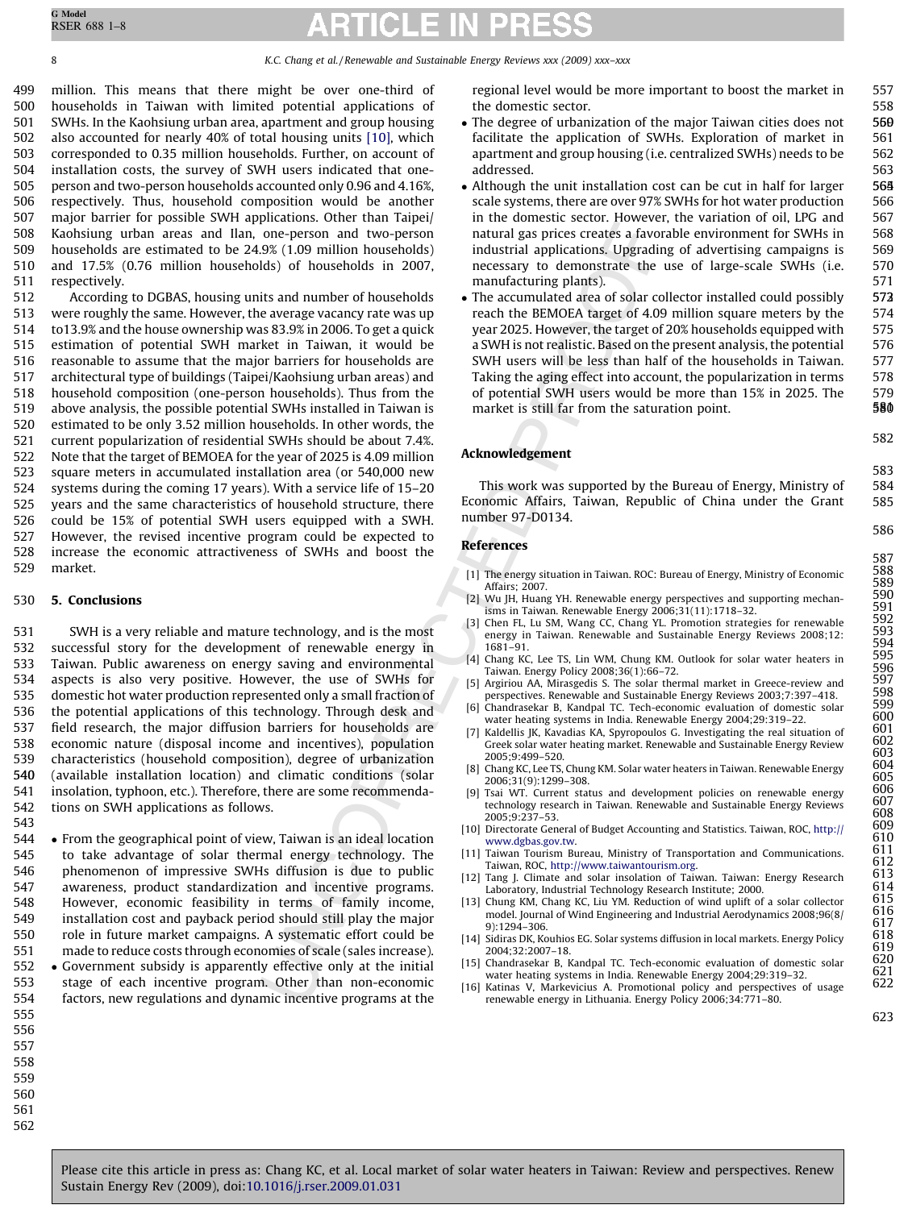million. This means that there might be over one-third of households in Taiwan with limited potential applications of SWHs. In the Kaohsiung urban area, apartment and group housing also accounted for nearly 40% of total housing units [10], which corresponded to 0.35 million households. Further, on account of installation costs, the survey of SWH users indicated that one-person and two-person households accounted only 0.96 and 4.16%, respectively. Thus, household composition would be another major barrier for possible SWH applications. Other than Taipei/Kaohsiung urban areas and Ilan, one-person and two-person households are estimated to be 24.9% (1.09 million households) and 17.5% (0.76 million households) of households in 2007, respectively.

According to DGBAS, housing units and number of households were roughly the same. However, the average vacancy rate was up to13.9% and the house ownership was 83.9% in 2006. To get a quick estimation of potential SWH market in Taiwan, it would be reasonable to assume that the major barriers for households are architectural type of buildings (Taipei/Kaohsiung urban areas) and household composition (one-person households). Thus from the above analysis, the possible potential SWHs installed in Taiwan is estimated to be only 3.52 million households. In other words, the current popularization of residential SWHs should be about 7.4%. Note that the target of BEMOEA for the year of 2025 is 4.09 million square meters in accumulated installation area (or 540,000 new systems during the coming 17 years). With a service life of 15–20 years and the same characteristics of household structure, there could be 15% of potential SWH users equipped with a SWH. However, the revised incentive program could be expected to increase the economic attractiveness of SWHs and boost the market.

## 5. Conclusions

SWH is a very reliable and mature technology, and is the most successful story for the development of renewable energy in Taiwan. Public awareness on energy saving and environmental aspects is also very positive. However, the use of SWHs for domestic hot water production represented only a small fraction of the potential applications of this technology. Through desk and field research, the major diffusion barriers for households are economic nature (disposal income and incentives), population characteristics (household composition), degree of urbanization (available installation location) and climatic conditions (solar insolation, typhoon, etc.). Therefore, there are some recommendations on SWH applications as follows.

- From the geographical point of view, Taiwan is an ideal location to take advantage of solar thermal energy technology. The phenomenon of impressive SWHs diffusion is due to public awareness, product standardization and incentive programs. However, economic feasibility in terms of family income, installation cost and payback period should still play the major role in future market campaigns. A systematic effort could be made to reduce costs through economies of scale (sales increase).
- Government subsidy is apparently effective only at the initial stage of each incentive program. Other than non-economic factors, new regulations and dynamic incentive programs at the regional level would be more important to boost the market in the domestic sector.
- The degree of urbanization of the major Taiwan cities does not facilitate the application of SWHs. Exploration of market in apartment and group housing (i.e. centralized SWHs) needs to be addressed.
- Although the unit installation cost can be cut in half for larger scale systems, there are over 97% SWHs for hot water production in the domestic sector. However, the variation of oil, LPG and natural gas prices creates a favorable environment for SWHs in industrial applications. Upgrading of advertising campaigns is necessary to demonstrate the use of large-scale SWHs (i.e. manufacturing plants).
- The accumulated area of solar collector installed could possibly reach the BEMOEA target of 4.09 million square meters by the year 2025. However, the target of 20% households equipped with a SWH is not realistic. Based on the present analysis, the potential SWH users will be less than half of the households in Taiwan. Taking the aging effect into account, the popularization in terms of potential SWH users would be more than 15% in 2025. The market is still far from the saturation point.

## Acknowledgement

This work was supported by the Bureau of Energy, Ministry of Economic Affairs, Taiwan, Republic of China under the Grant number 97-D0134.

## References

[1] The energy situation in Taiwan. ROC: Bureau of Energy, Ministry of Economic Affairs; 2007.
[2] Wu JH, Huang YH. Renewable energy perspectives and supporting mechanisms in Taiwan. Renewable Energy 2006;31(11):1718–32.
[3] Chen FL, Lu SM, Wang CC, Chang YL. Promotion strategies for renewable energy in Taiwan. Renewable and Sustainable Energy Reviews 2008;12: 1681–91.
[4] Chang KC, Lee TS, Lin WM, Chung KM. Outlook for solar water heaters in Taiwan. Energy Policy 2008;36(1):66–72.
[5] Argiriou AA, Mirasgedis S. The solar thermal market in Greece-review and perspectives. Renewable and Sustainable Energy Reviews 2003;7:397–418.
[6] Chandrasekar B, Kandpal TC. Tech-economic evaluation of domestic solar water heating systems in India. Renewable Energy 2004;29:319–22.
[7] Kaldellis JK, Kavadias KA, Spyropoulos G. Investigating the real situation of Greek solar water heating market. Renewable and Sustainable Energy Review 2005;9:499–520.
[8] Chang KC, Lee TS, Chung KM. Solar water heaters in Taiwan. Renewable Energy 2006;31(9):1299–308.
[9] Tsai WT. Current status and development policies on renewable energy technology research in Taiwan. Renewable and Sustainable Energy Reviews 2005;9:237–53.
[10] Directorate General of Budget Accounting and Statistics. Taiwan, ROC, http://www.dgbas.gov.tw.
[11] Taiwan Tourism Bureau, Ministry of Transportation and Communications. Taiwan, ROC, http://www.taiwantourism.org.
[12] Tang J. Climate and solar insolation of Taiwan. Taiwan: Energy Research Laboratory, Industrial Technology Research Institute; 2000.
[13] Chung KM, Chang KC, Liu YM. Reduction of wind uplift of a solar collector model. Journal of Wind Engineering and Industrial Aerodynamics 2008;96(8/9):1294–306.
[14] Sidiras DK, Kouhios EG. Solar systems diffusion in local markets. Energy Policy 2004;32:2007–18.
[15] Chandrasekar B, Kandpal TC. Tech-economic evaluation of domestic solar water heating systems in India. Renewable Energy 2004;29:319–32.
[16] Katinas V, Markevicius A. Promotional policy and perspectives of usage renewable energy in Lithuania. Energy Policy 2006;34:771–80.